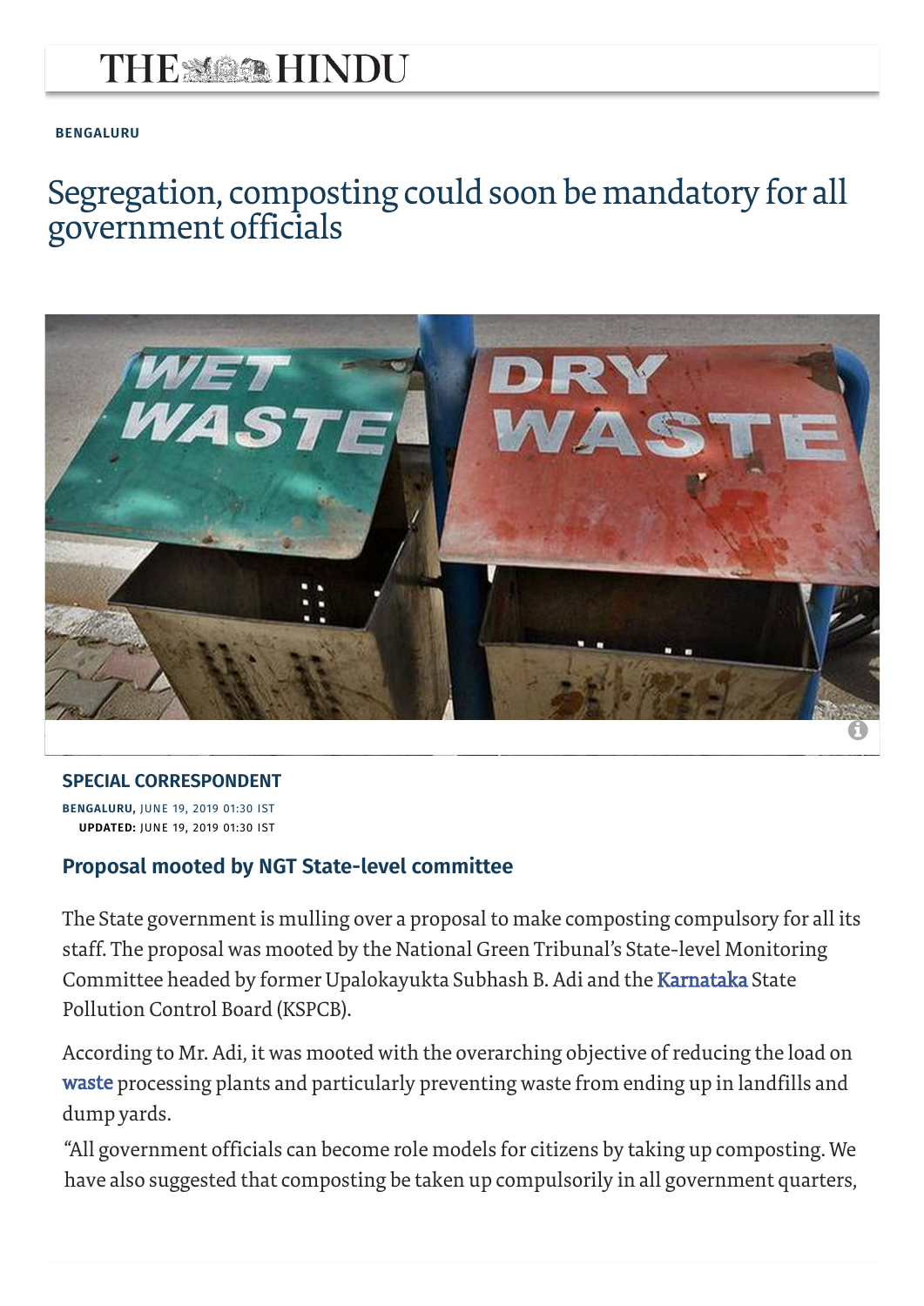**BENGALURU**

# Segregation, composting could soon be mandatory for all government officials

**SPECIAL CORRESPONDENT**

**BENGALURU,** JUNE 19, 2019 01:30 IST
**UPDATED:** JUNE 19, 2019 01:30 IST

## Proposal mooted by NGT State-level committee

The State government is mulling over a proposal to make composting compulsory for all its staff. The proposal was mooted by the National Green Tribunal's State-level Monitoring Committee headed by former Upalokayukta Subhash B. Adi and the Karnataka State Pollution Control Board (KSPCB).

According to Mr. Adi, it was mooted with the overarching objective of reducing the load on waste processing plants and particularly preventing waste from ending up in landfills and dump yards.

"All government officials can become role models for citizens by taking up composting. We have also suggested that composting be taken up compulsorily in all government quarters,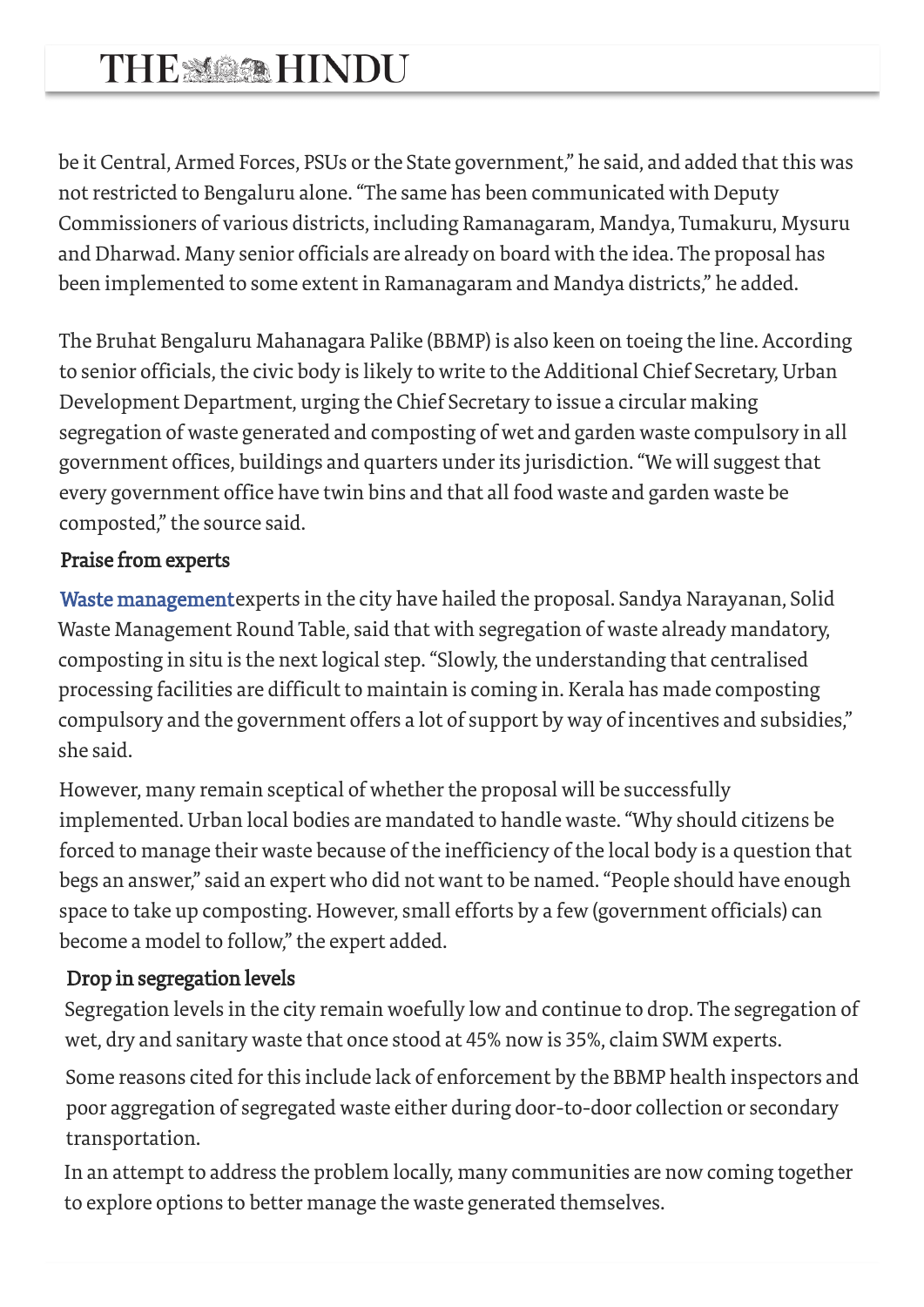be it Central, Armed Forces, PSUs or the State government," he said, and added that this was not restricted to Bengaluru alone. "The same has been communicated with Deputy Commissioners of various districts, including Ramanagaram, Mandya, Tumakuru, Mysuru and Dharwad. Many senior officials are already on board with the idea. The proposal has been implemented to some extent in Ramanagaram and Mandya districts," he added.

The Bruhat Bengaluru Mahanagara Palike (BBMP) is also keen on toeing the line. According to senior officials, the civic body is likely to write to the Additional Chief Secretary, Urban Development Department, urging the Chief Secretary to issue a circular making segregation of waste generated and composting of wet and garden waste compulsory in all government offices, buildings and quarters under its jurisdiction. "We will suggest that every government office have twin bins and that all food waste and garden waste be composted," the source said.

### Praise from experts

Waste management experts in the city have hailed the proposal. Sandya Narayanan, Solid Waste Management Round Table, said that with segregation of waste already mandatory, composting in situ is the next logical step. "Slowly, the understanding that centralised processing facilities are difficult to maintain is coming in. Kerala has made composting compulsory and the government offers a lot of support by way of incentives and subsidies," she said.

However, many remain sceptical of whether the proposal will be successfully implemented. Urban local bodies are mandated to handle waste. "Why should citizens be forced to manage their waste because of the inefficiency of the local body is a question that begs an answer," said an expert who did not want to be named. "People should have enough space to take up composting. However, small efforts by a few (government officials) can become a model to follow," the expert added.

### Drop in segregation levels

Segregation levels in the city remain woefully low and continue to drop. The segregation of wet, dry and sanitary waste that once stood at 45% now is 35%, claim SWM experts.

Some reasons cited for this include lack of enforcement by the BBMP health inspectors and poor aggregation of segregated waste either during door-to-door collection or secondary transportation.

In an attempt to address the problem locally, many communities are now coming together to explore options to better manage the waste generated themselves.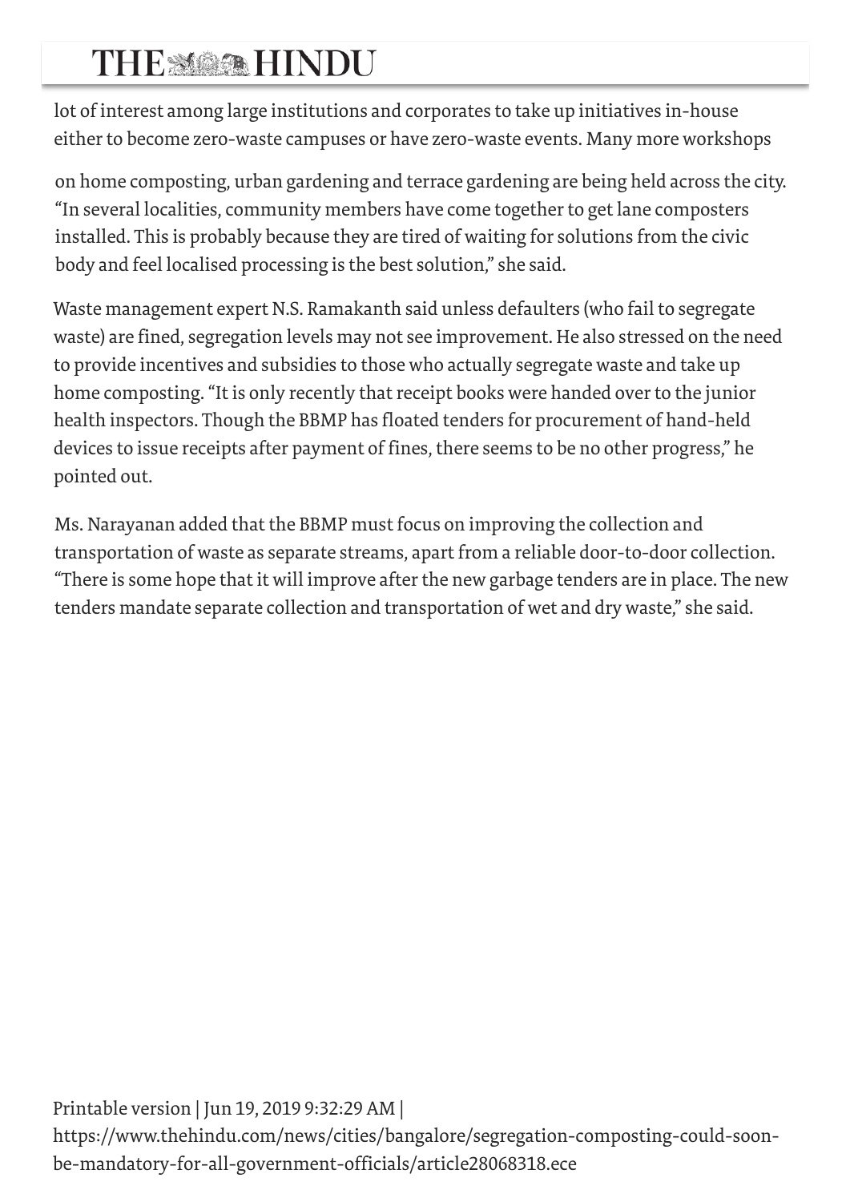lot of interest among large institutions and corporates to take up initiatives in-house either to become zero-waste campuses or have zero-waste events. Many more workshops on home composting, urban gardening and terrace gardening are being held across the city. "In several localities, community members have come together to get lane composters installed. This is probably because they are tired of waiting for solutions from the civic body and feel localised processing is the best solution," she said.

Waste management expert N.S. Ramakanth said unless defaulters (who fail to segregate waste) are fined, segregation levels may not see improvement. He also stressed on the need to provide incentives and subsidies to those who actually segregate waste and take up home composting. "It is only recently that receipt books were handed over to the junior health inspectors. Though the BBMP has floated tenders for procurement of hand-held devices to issue receipts after payment of fines, there seems to be no other progress," he pointed out.

Ms. Narayanan added that the BBMP must focus on improving the collection and transportation of waste as separate streams, apart from a reliable door-to-door collection. "There is some hope that it will improve after the new garbage tenders are in place. The new tenders mandate separate collection and transportation of wet and dry waste," she said.